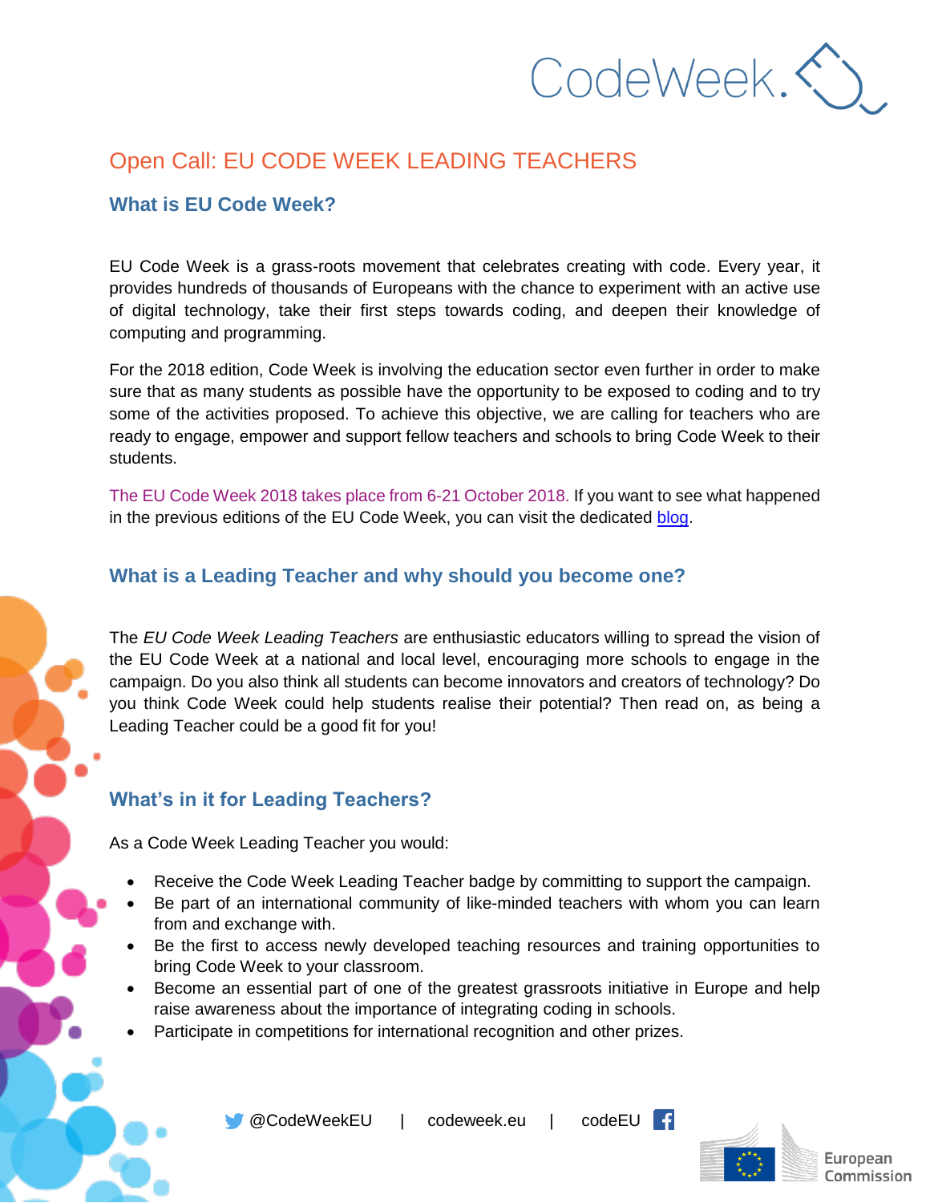# Open Call: EU CODE WEEK LEADING TEACHERS

## What is EU Code Week?

EU Code Week is a grass-roots movement that celebrates creating with code. Every year, it provides hundreds of thousands of Europeans with the chance to experiment with an active use of digital technology, take their first steps towards coding, and deepen their knowledge of computing and programming.

For the 2018 edition, Code Week is involving the education sector even further in order to make sure that as many students as possible have the opportunity to be exposed to coding and to try some of the activities proposed. To achieve this objective, we are calling for teachers who are ready to engage, empower and support fellow teachers and schools to bring Code Week to their students.

The EU Code Week 2018 takes place from 6-21 October 2018. If you want to see what happened in the previous editions of the EU Code Week, you can visit the dedicated blog.

## What is a Leading Teacher and why should you become one?

The *EU Code Week Leading Teachers* are enthusiastic educators willing to spread the vision of the EU Code Week at a national and local level, encouraging more schools to engage in the campaign. Do you also think all students can become innovators and creators of technology? Do you think Code Week could help students realise their potential? Then read on, as being a Leading Teacher could be a good fit for you!

## What's in it for Leading Teachers?

As a Code Week Leading Teacher you would:

- Receive the Code Week Leading Teacher badge by committing to support the campaign.
- Be part of an international community of like-minded teachers with whom you can learn from and exchange with.
- Be the first to access newly developed teaching resources and training opportunities to bring Code Week to your classroom.
- Become an essential part of one of the greatest grassroots initiative in Europe and help raise awareness about the importance of integrating coding in schools.
- Participate in competitions for international recognition and other prizes.

@CodeWeekEU | codeweek.eu | codeEU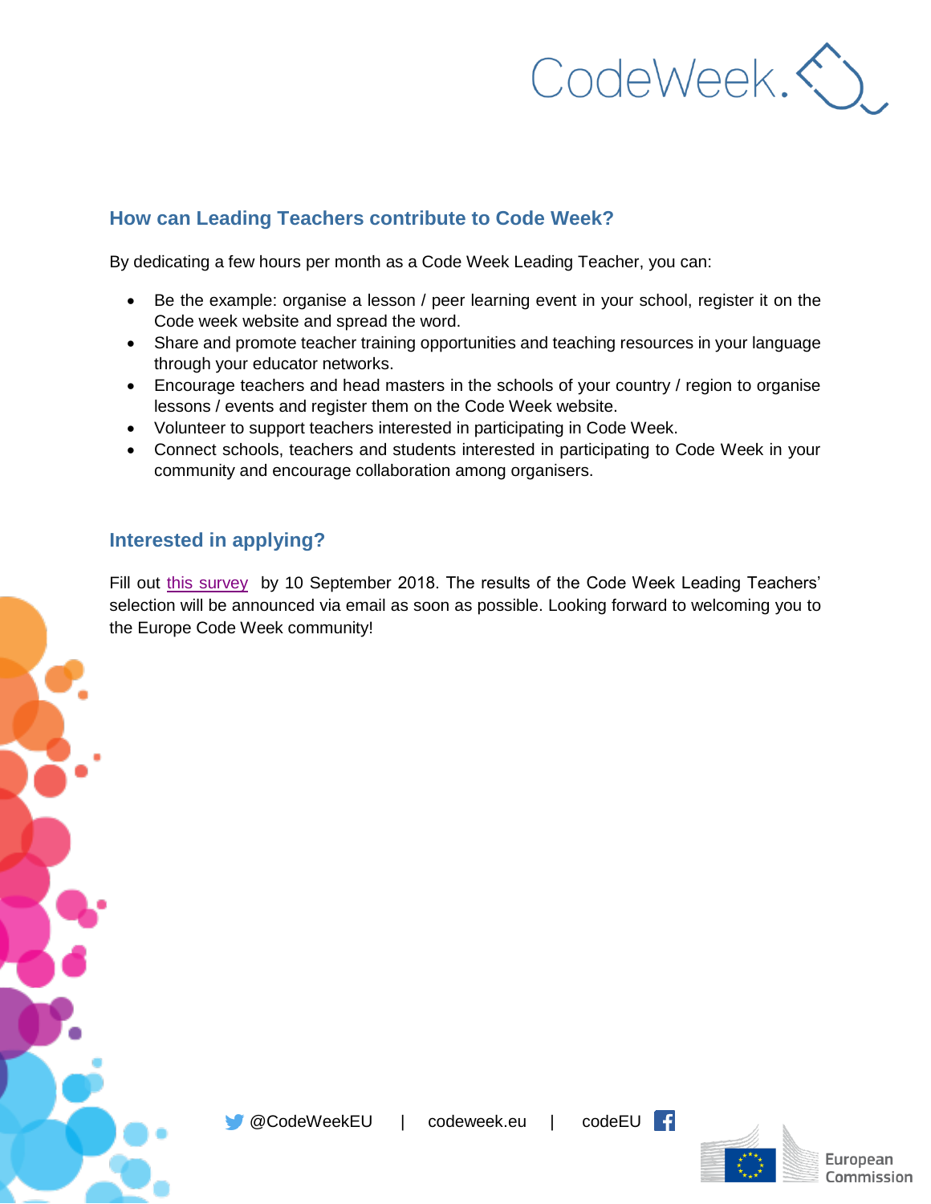## How can Leading Teachers contribute to Code Week?

By dedicating a few hours per month as a Code Week Leading Teacher, you can:

- Be the example: organise a lesson / peer learning event in your school, register it on the Code week website and spread the word.
- Share and promote teacher training opportunities and teaching resources in your language through your educator networks.
- Encourage teachers and head masters in the schools of your country / region to organise lessons / events and register them on the Code Week website.
- Volunteer to support teachers interested in participating in Code Week.
- Connect schools, teachers and students interested in participating to Code Week in your community and encourage collaboration among organisers.

## Interested in applying?

Fill out this survey by 10 September 2018. The results of the Code Week Leading Teachers' selection will be announced via email as soon as possible. Looking forward to welcoming you to the Europe Code Week community!